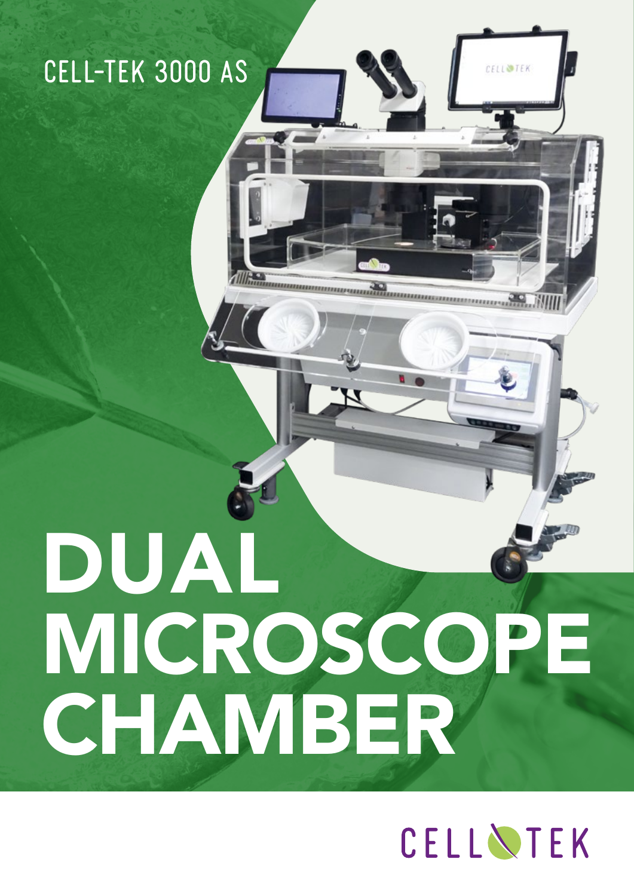CELL-TEK 3000 AS

# DUAL MICROSCOPE CHAMBER

CELLTEK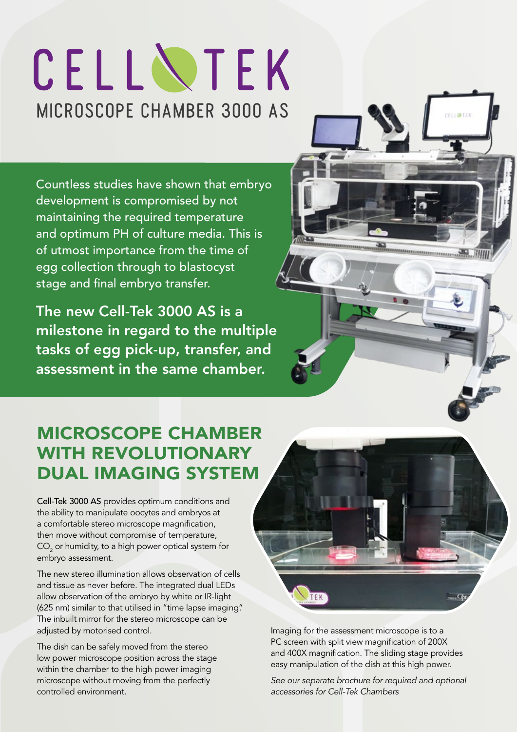# CELL TEK

## MICROSCOPE CHAMBER 3000 AS

Countless studies have shown that embryo development is compromised by not maintaining the required temperature and optimum PH of culture media. This is of utmost importance from the time of egg collection through to blastocyst stage and final embryo transfer.

**The new Cell-Tek 3000 AS is a milestone in regard to the multiple tasks of egg pick-up, transfer, and assessment in the same chamber.**

## MICROSCOPE CHAMBER WITH REVOLUTIONARY DUAL IMAGING SYSTEM

**Cell-Tek 3000 AS** provides optimum conditions and the ability to manipulate oocytes and embryos at a comfortable stereo microscope magnification, then move without compromise of temperature, $CO_2$ or humidity, to a high power optical system for embryo assessment.

The new stereo illumination allows observation of cells and tissue as never before. The integrated dual LEDs allow observation of the embryo by white or IR-light (625 nm) similar to that utilised in "time lapse imaging". The inbuilt mirror for the stereo microscope can be adjusted by motorised control.

The dish can be safely moved from the stereo low power microscope position across the stage within the chamber to the high power imaging microscope without moving from the perfectly controlled environment.

Imaging for the assessment microscope is to a PC screen with split view magnification of 200X and 400X magnification. The sliding stage provides easy manipulation of the dish at this high power.

*See our separate brochure for required and optional accessories for Cell-Tek Chambers*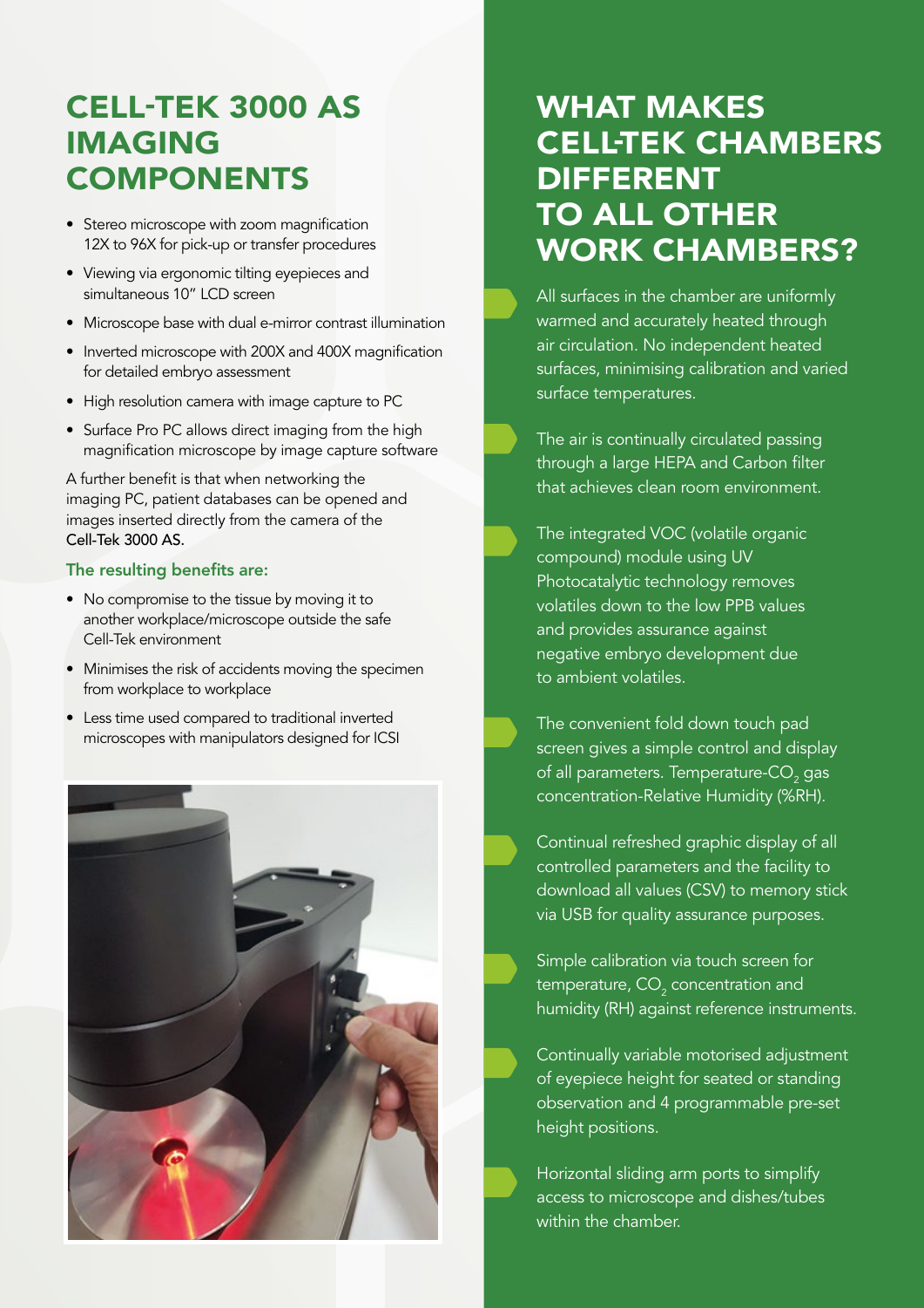## CELL-TEK 3000 AS IMAGING COMPONENTS

- Stereo microscope with zoom magnification 12X to 96X for pick-up or transfer procedures
- Viewing via ergonomic tilting eyepieces and simultaneous 10" LCD screen
- Microscope base with dual e-mirror contrast illumination
- Inverted microscope with 200X and 400X magnification for detailed embryo assessment
- High resolution camera with image capture to PC
- Surface Pro PC allows direct imaging from the high magnification microscope by image capture software

A further benefit is that when networking the imaging PC, patient databases can be opened and images inserted directly from the camera of the Cell-Tek 3000 AS.

### The resulting benefits are:

- No compromise to the tissue by moving it to another workplace/microscope outside the safe Cell-Tek environment
- Minimises the risk of accidents moving the specimen from workplace to workplace
- Less time used compared to traditional inverted microscopes with manipulators designed for ICSI

## WHAT MAKES CELL-TEK CHAMBERS DIFFERENT TO ALL OTHER WORK CHAMBERS?

- All surfaces in the chamber are uniformly warmed and accurately heated through air circulation. No independent heated surfaces, minimising calibration and varied surface temperatures.
- The air is continually circulated passing through a large HEPA and Carbon filter that achieves clean room environment.
- The integrated VOC (volatile organic compound) module using UV Photocatalytic technology removes volatiles down to the low PPB values and provides assurance against negative embryo development due to ambient volatiles.
- The convenient fold down touch pad screen gives a simple control and display of all parameters. Temperature-$CO_2$ gas concentration-Relative Humidity (%RH).
- Continual refreshed graphic display of all controlled parameters and the facility to download all values (CSV) to memory stick via USB for quality assurance purposes.
- Simple calibration via touch screen for temperature, $CO_2$ concentration and humidity (RH) against reference instruments.
- Continually variable motorised adjustment of eyepiece height for seated or standing observation and 4 programmable pre-set height positions.
- Horizontal sliding arm ports to simplify access to microscope and dishes/tubes within the chamber.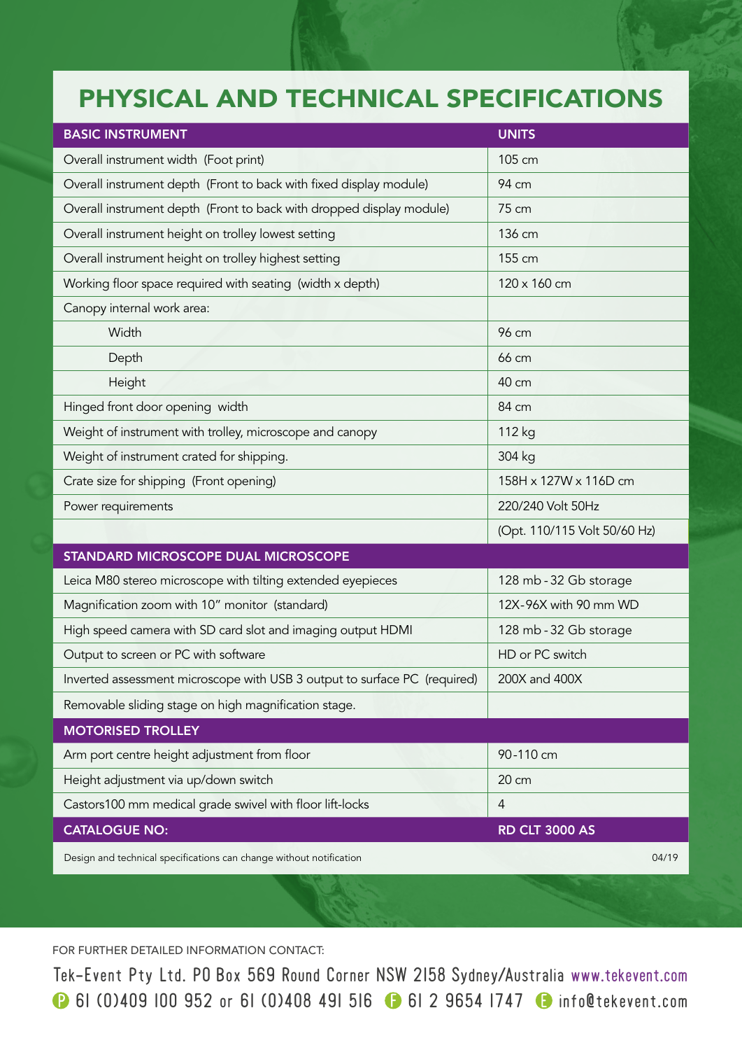# PHYSICAL AND TECHNICAL SPECIFICATIONS

| BASIC INSTRUMENT | UNITS |
|---|---|
| Overall instrument width (Foot print) | 105 cm |
| Overall instrument depth (Front to back with fixed display module) | 94 cm |
| Overall instrument depth (Front to back with dropped display module) | 75 cm |
| Overall instrument height on trolley lowest setting | 136 cm |
| Overall instrument height on trolley highest setting | 155 cm |
| Working floor space required with seating (width x depth) | 120 x 160 cm |
| Canopy internal work area: | |
| Width | 96 cm |
| Depth | 66 cm |
| Height | 40 cm |
| Hinged front door opening width | 84 cm |
| Weight of instrument with trolley, microscope and canopy | 112 kg |
| Weight of instrument crated for shipping. | 304 kg |
| Crate size for shipping (Front opening) | 158H x 127W x 116D cm |
| Power requirements | 220/240 Volt 50Hz |
| | (Opt. 110/115 Volt 50/60 Hz) |
| **STANDARD MICROSCOPE DUAL MICROSCOPE** | |
| Leica M80 stereo microscope with tilting extended eyepieces | 128 mb - 32 Gb storage |
| Magnification zoom with 10" monitor (standard) | 12X-96X with 90 mm WD |
| High speed camera with SD card slot and imaging output HDMI | 128 mb - 32 Gb storage |
| Output to screen or PC with software | HD or PC switch |
| Inverted assessment microscope with USB 3 output to surface PC (required) | 200X and 400X |
| Removable sliding stage on high magnification stage. | |
| **MOTORISED TROLLEY** | |
| Arm port centre height adjustment from floor | 90-110 cm |
| Height adjustment via up/down switch | 20 cm |
| Castors100 mm medical grade swivel with floor lift-locks | 4 |
| **CATALOGUE NO:** | **RD CLT 3000 AS** |

Design and technical specifications can change without notification 04/19

FOR FURTHER DETAILED INFORMATION CONTACT:

Tek-Event Pty Ltd. PO Box 569 Round Corner NSW 2158 Sydney/Australia www.tekevent.com

P 61 (0)409 100 952 or 61 (0)408 491 516 F 61 2 9654 1747 E info@tekevent.com